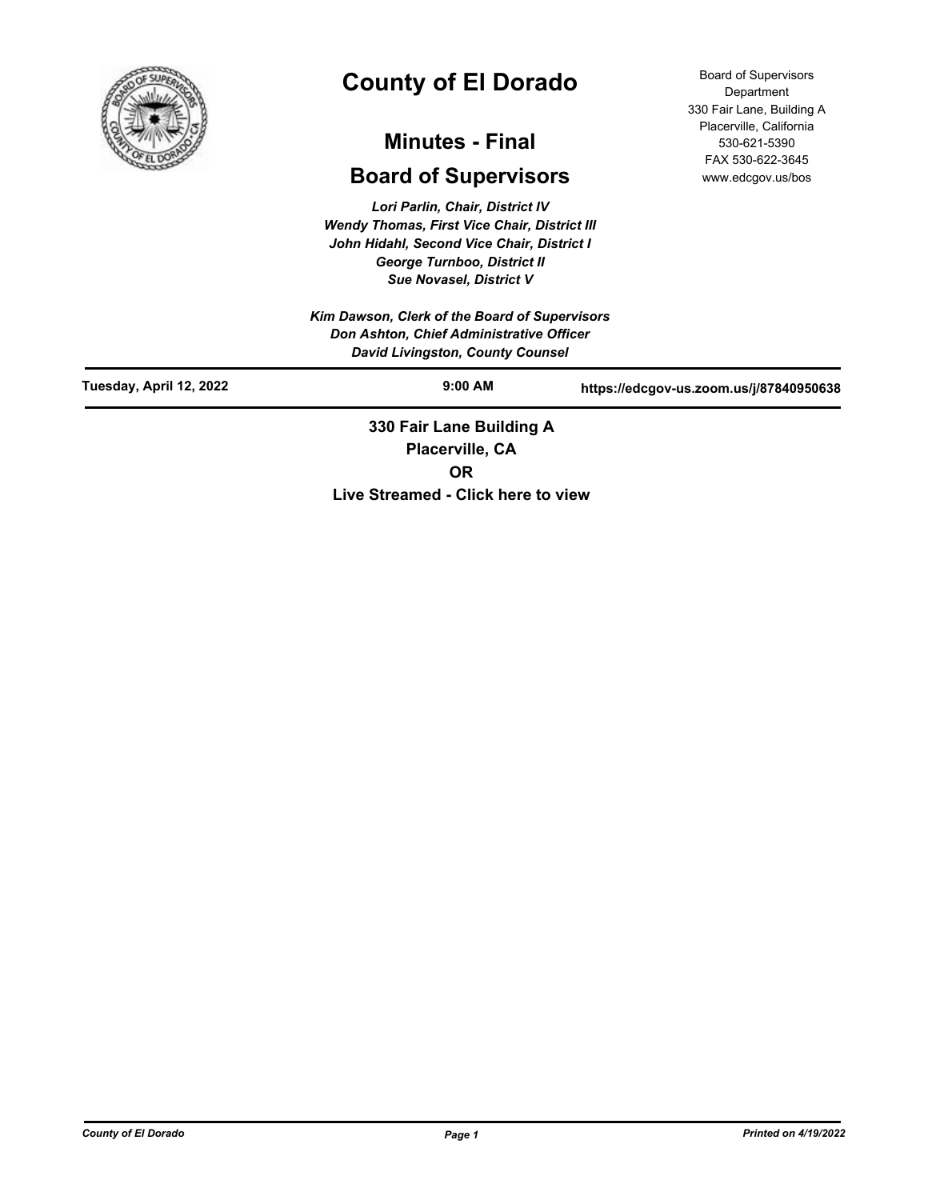# County of El Dorado

## Minutes - Final

## Board of Supervisors

Board of Supervisors Department
330 Fair Lane, Building A
Placerville, California
530-621-5390
FAX 530-622-3645
www.edcgov.us/bos

*Lori Parlin, Chair, District IV*
*Wendy Thomas, First Vice Chair, District III*
*John Hidahl, Second Vice Chair, District I*
*George Turnboo, District II*
*Sue Novasel, District V*

*Kim Dawson, Clerk of the Board of Supervisors*
*Don Ashton, Chief Administrative Officer*
*David Livingston, County Counsel*

| Tuesday, April 12, 2022 | 9:00 AM | https://edcgov-us.zoom.us/j/87840950638 |
|---|---|---|

**330 Fair Lane Building A**
**Placerville, CA**
**OR**
**Live Streamed - Click here to view**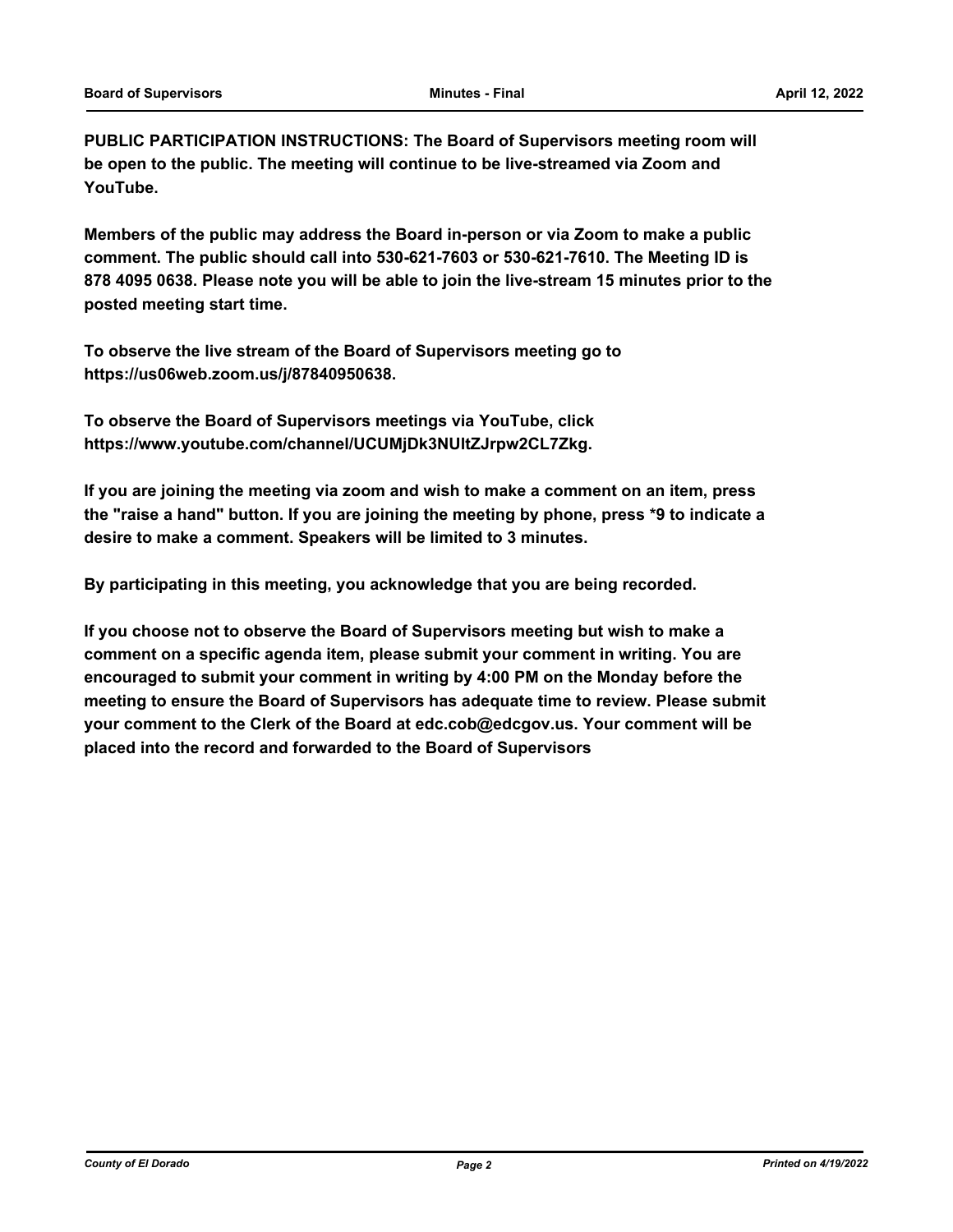**PUBLIC PARTICIPATION INSTRUCTIONS: The Board of Supervisors meeting room will be open to the public. The meeting will continue to be live-streamed via Zoom and YouTube.**

**Members of the public may address the Board in-person or via Zoom to make a public comment. The public should call into 530-621-7603 or 530-621-7610. The Meeting ID is 878 4095 0638. Please note you will be able to join the live-stream 15 minutes prior to the posted meeting start time.**

**To observe the live stream of the Board of Supervisors meeting go to https://us06web.zoom.us/j/87840950638.**

**To observe the Board of Supervisors meetings via YouTube, click https://www.youtube.com/channel/UCUMjDk3NUltZJrpw2CL7Zkg.**

**If you are joining the meeting via zoom and wish to make a comment on an item, press the "raise a hand" button. If you are joining the meeting by phone, press *9 to indicate a desire to make a comment. Speakers will be limited to 3 minutes.**

**By participating in this meeting, you acknowledge that you are being recorded.**

**If you choose not to observe the Board of Supervisors meeting but wish to make a comment on a specific agenda item, please submit your comment in writing. You are encouraged to submit your comment in writing by 4:00 PM on the Monday before the meeting to ensure the Board of Supervisors has adequate time to review. Please submit your comment to the Clerk of the Board at edc.cob@edcgov.us. Your comment will be placed into the record and forwarded to the Board of Supervisors**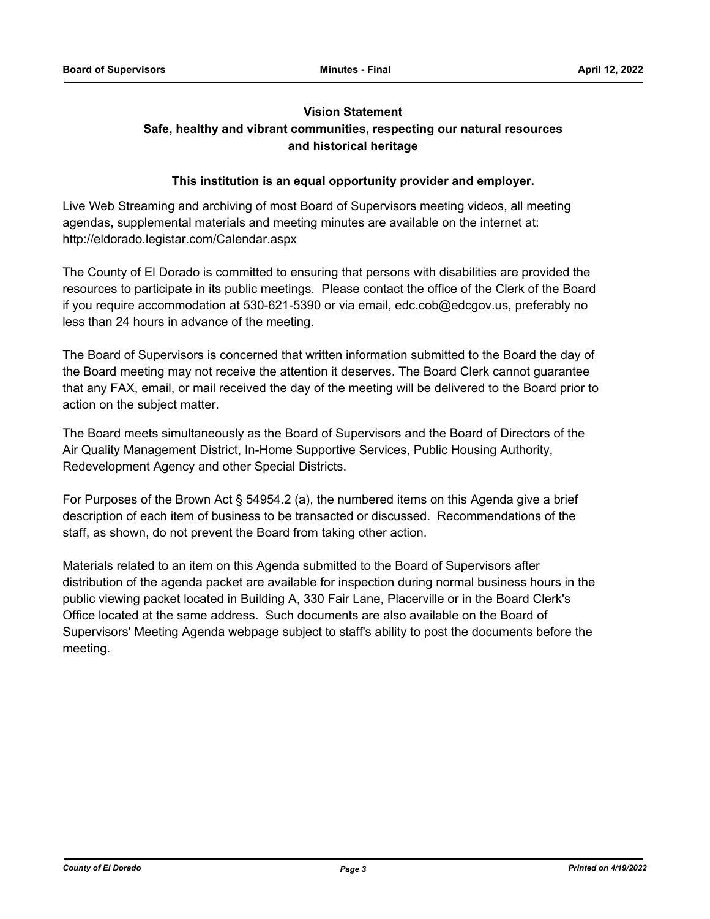**Vision Statement**

**Safe, healthy and vibrant communities, respecting our natural resources and historical heritage**

**This institution is an equal opportunity provider and employer.**

Live Web Streaming and archiving of most Board of Supervisors meeting videos, all meeting agendas, supplemental materials and meeting minutes are available on the internet at: http://eldorado.legistar.com/Calendar.aspx

The County of El Dorado is committed to ensuring that persons with disabilities are provided the resources to participate in its public meetings. Please contact the office of the Clerk of the Board if you require accommodation at 530-621-5390 or via email, edc.cob@edcgov.us, preferably no less than 24 hours in advance of the meeting.

The Board of Supervisors is concerned that written information submitted to the Board the day of the Board meeting may not receive the attention it deserves. The Board Clerk cannot guarantee that any FAX, email, or mail received the day of the meeting will be delivered to the Board prior to action on the subject matter.

The Board meets simultaneously as the Board of Supervisors and the Board of Directors of the Air Quality Management District, In-Home Supportive Services, Public Housing Authority, Redevelopment Agency and other Special Districts.

For Purposes of the Brown Act § 54954.2 (a), the numbered items on this Agenda give a brief description of each item of business to be transacted or discussed. Recommendations of the staff, as shown, do not prevent the Board from taking other action.

Materials related to an item on this Agenda submitted to the Board of Supervisors after distribution of the agenda packet are available for inspection during normal business hours in the public viewing packet located in Building A, 330 Fair Lane, Placerville or in the Board Clerk's Office located at the same address. Such documents are also available on the Board of Supervisors' Meeting Agenda webpage subject to staff's ability to post the documents before the meeting.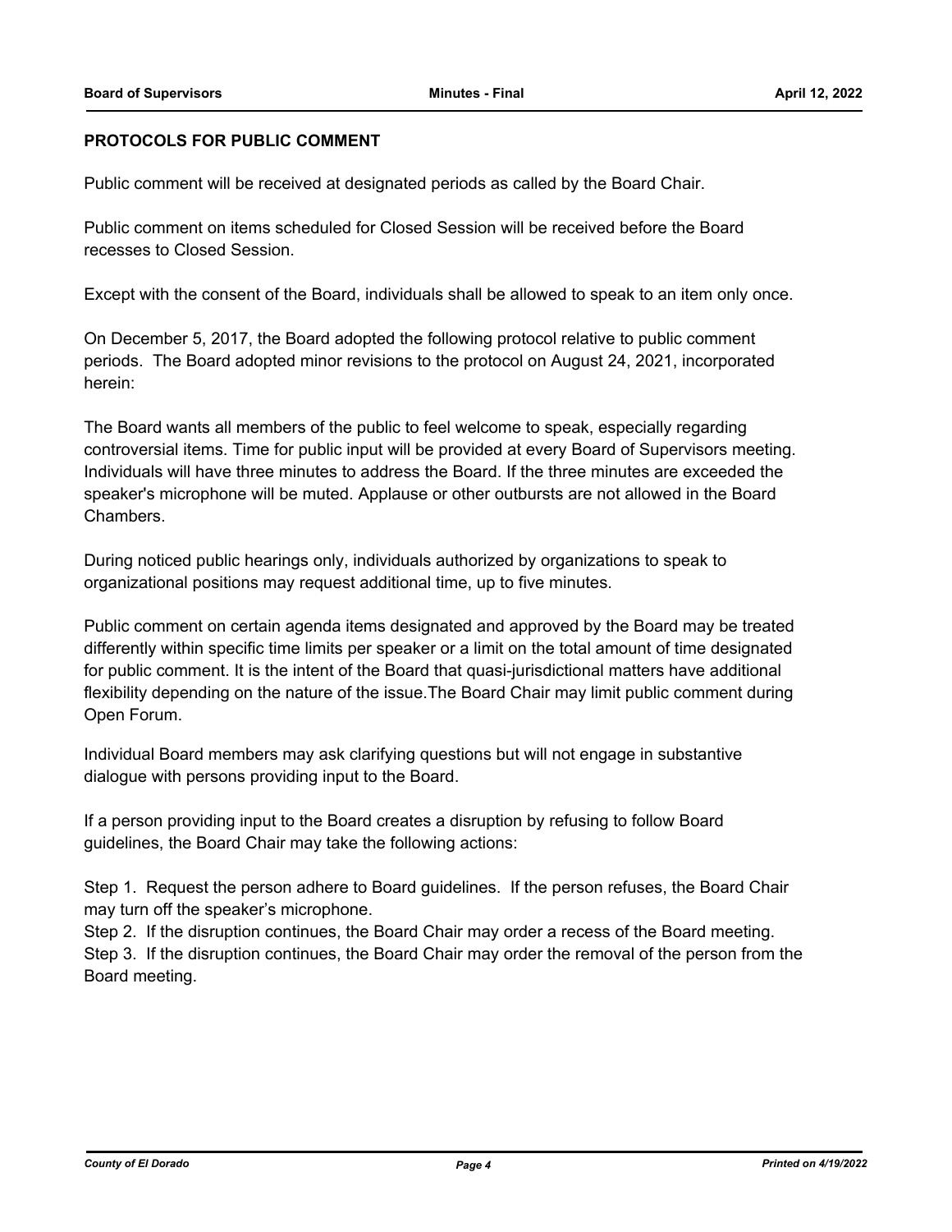**PROTOCOLS FOR PUBLIC COMMENT**

Public comment will be received at designated periods as called by the Board Chair.

Public comment on items scheduled for Closed Session will be received before the Board recesses to Closed Session.

Except with the consent of the Board, individuals shall be allowed to speak to an item only once.

On December 5, 2017, the Board adopted the following protocol relative to public comment periods. The Board adopted minor revisions to the protocol on August 24, 2021, incorporated herein:

The Board wants all members of the public to feel welcome to speak, especially regarding controversial items. Time for public input will be provided at every Board of Supervisors meeting. Individuals will have three minutes to address the Board. If the three minutes are exceeded the speaker's microphone will be muted. Applause or other outbursts are not allowed in the Board Chambers.

During noticed public hearings only, individuals authorized by organizations to speak to organizational positions may request additional time, up to five minutes.

Public comment on certain agenda items designated and approved by the Board may be treated differently within specific time limits per speaker or a limit on the total amount of time designated for public comment. It is the intent of the Board that quasi-jurisdictional matters have additional flexibility depending on the nature of the issue.The Board Chair may limit public comment during Open Forum.

Individual Board members may ask clarifying questions but will not engage in substantive dialogue with persons providing input to the Board.

If a person providing input to the Board creates a disruption by refusing to follow Board guidelines, the Board Chair may take the following actions:

Step 1. Request the person adhere to Board guidelines. If the person refuses, the Board Chair may turn off the speaker's microphone.
Step 2. If the disruption continues, the Board Chair may order a recess of the Board meeting.
Step 3. If the disruption continues, the Board Chair may order the removal of the person from the Board meeting.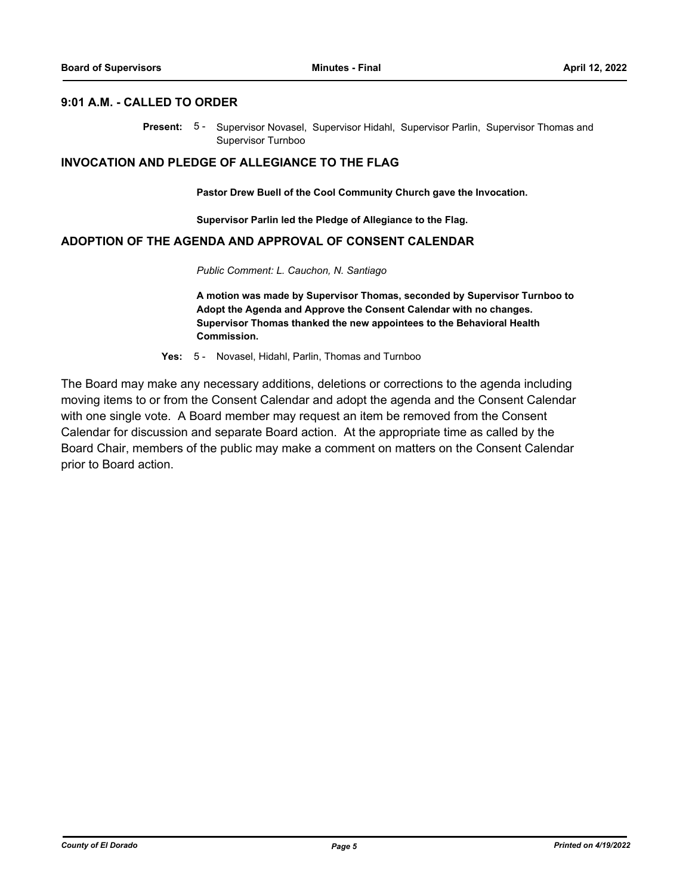## 9:01 A.M. - CALLED TO ORDER

**Present:** 5 - Supervisor Novasel, Supervisor Hidahl, Supervisor Parlin, Supervisor Thomas and Supervisor Turnboo

## INVOCATION AND PLEDGE OF ALLEGIANCE TO THE FLAG

**Pastor Drew Buell of the Cool Community Church gave the Invocation.**

**Supervisor Parlin led the Pledge of Allegiance to the Flag.**

## ADOPTION OF THE AGENDA AND APPROVAL OF CONSENT CALENDAR

*Public Comment: L. Cauchon, N. Santiago*

**A motion was made by Supervisor Thomas, seconded by Supervisor Turnboo to Adopt the Agenda and Approve the Consent Calendar with no changes. Supervisor Thomas thanked the new appointees to the Behavioral Health Commission.**

**Yes:** 5 - Novasel, Hidahl, Parlin, Thomas and Turnboo

The Board may make any necessary additions, deletions or corrections to the agenda including moving items to or from the Consent Calendar and adopt the agenda and the Consent Calendar with one single vote. A Board member may request an item be removed from the Consent Calendar for discussion and separate Board action. At the appropriate time as called by the Board Chair, members of the public may make a comment on matters on the Consent Calendar prior to Board action.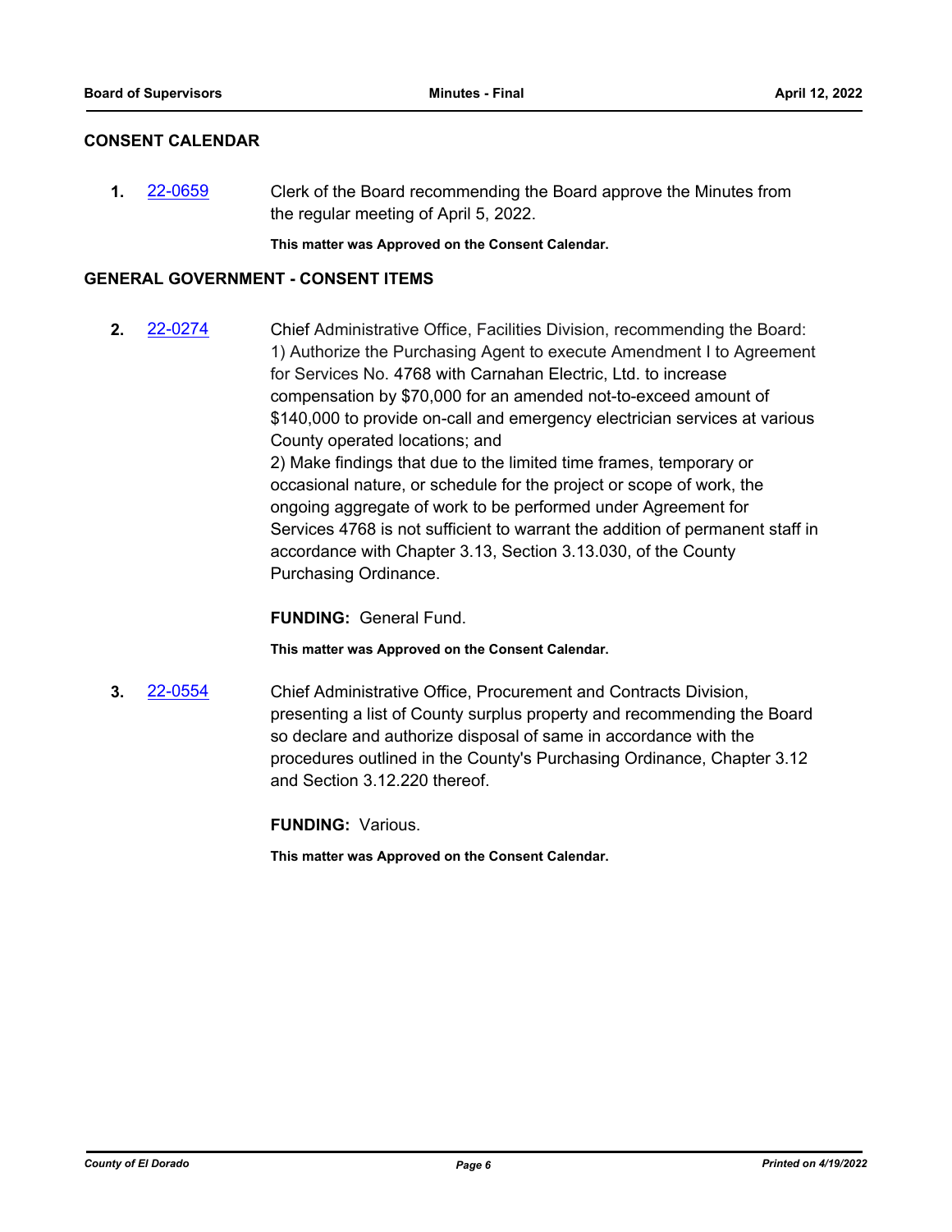## CONSENT CALENDAR

**1.** 22-0659 Clerk of the Board recommending the Board approve the Minutes from the regular meeting of April 5, 2022.

**This matter was Approved on the Consent Calendar.**

## GENERAL GOVERNMENT - CONSENT ITEMS

**2.** 22-0274 Chief Administrative Office, Facilities Division, recommending the Board:
1) Authorize the Purchasing Agent to execute Amendment I to Agreement for Services No. 4768 with Carnahan Electric, Ltd. to increase compensation by $70,000 for an amended not-to-exceed amount of $140,000 to provide on-call and emergency electrician services at various County operated locations; and
2) Make findings that due to the limited time frames, temporary or occasional nature, or schedule for the project or scope of work, the ongoing aggregate of work to be performed under Agreement for Services 4768 is not sufficient to warrant the addition of permanent staff in accordance with Chapter 3.13, Section 3.13.030, of the County Purchasing Ordinance.

**FUNDING:** General Fund.

**This matter was Approved on the Consent Calendar.**

**3.** 22-0554 Chief Administrative Office, Procurement and Contracts Division, presenting a list of County surplus property and recommending the Board so declare and authorize disposal of same in accordance with the procedures outlined in the County's Purchasing Ordinance, Chapter 3.12 and Section 3.12.220 thereof.

**FUNDING:** Various.

**This matter was Approved on the Consent Calendar.**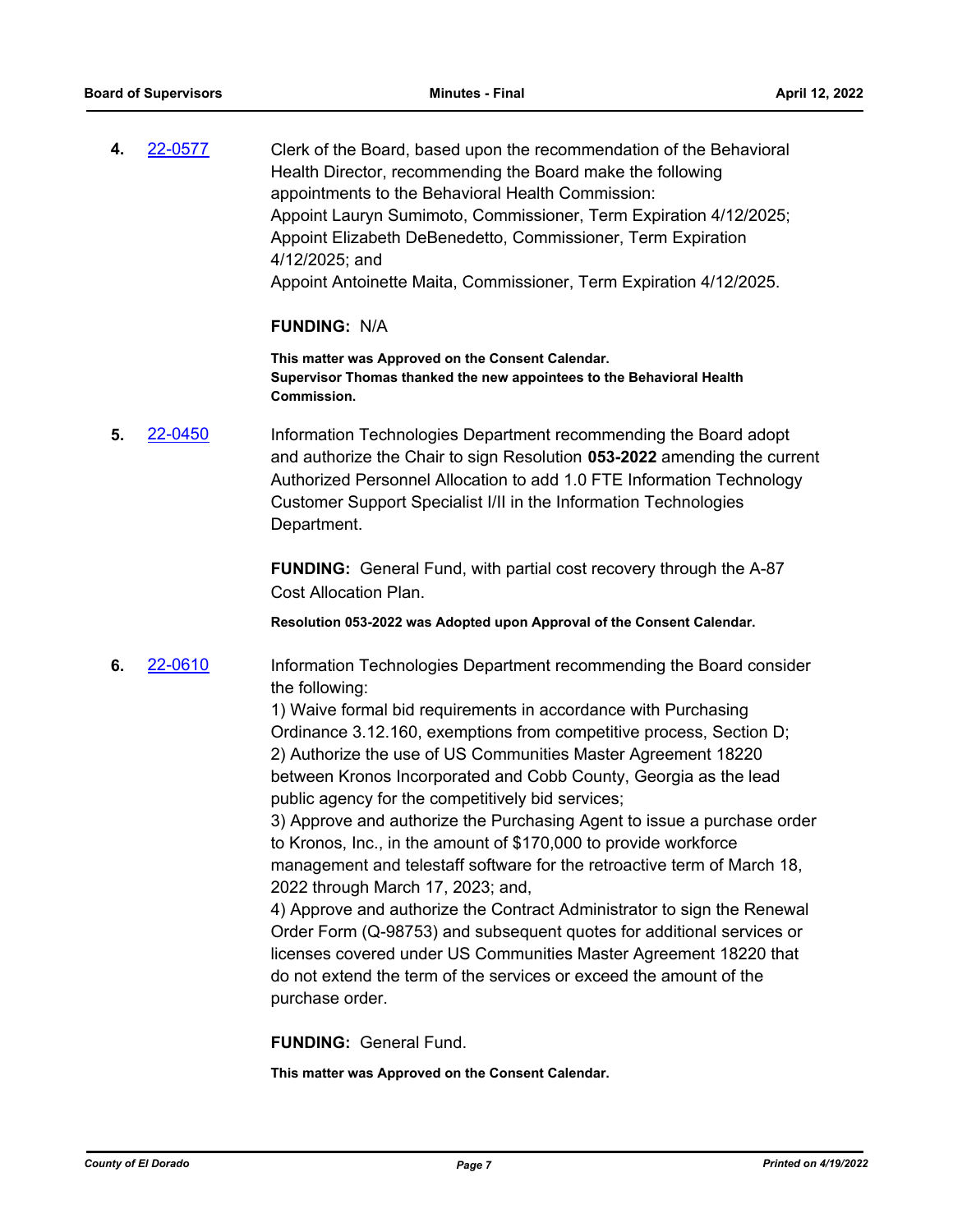**4.** 22-0577 Clerk of the Board, based upon the recommendation of the Behavioral Health Director, recommending the Board make the following appointments to the Behavioral Health Commission:
Appoint Lauryn Sumimoto, Commissioner, Term Expiration 4/12/2025;
Appoint Elizabeth DeBenedetto, Commissioner, Term Expiration 4/12/2025; and
Appoint Antoinette Maita, Commissioner, Term Expiration 4/12/2025.

**FUNDING:** N/A

**This matter was Approved on the Consent Calendar.**
**Supervisor Thomas thanked the new appointees to the Behavioral Health Commission.**

**5.** 22-0450 Information Technologies Department recommending the Board adopt and authorize the Chair to sign Resolution **053-2022** amending the current Authorized Personnel Allocation to add 1.0 FTE Information Technology Customer Support Specialist I/II in the Information Technologies Department.

**FUNDING:** General Fund, with partial cost recovery through the A-87 Cost Allocation Plan.

**Resolution 053-2022 was Adopted upon Approval of the Consent Calendar.**

**6.** 22-0610 Information Technologies Department recommending the Board consider the following:
1) Waive formal bid requirements in accordance with Purchasing Ordinance 3.12.160, exemptions from competitive process, Section D;
2) Authorize the use of US Communities Master Agreement 18220 between Kronos Incorporated and Cobb County, Georgia as the lead public agency for the competitively bid services;
3) Approve and authorize the Purchasing Agent to issue a purchase order to Kronos, Inc., in the amount of $170,000 to provide workforce management and telestaff software for the retroactive term of March 18, 2022 through March 17, 2023; and,
4) Approve and authorize the Contract Administrator to sign the Renewal Order Form (Q-98753) and subsequent quotes for additional services or licenses covered under US Communities Master Agreement 18220 that do not extend the term of the services or exceed the amount of the purchase order.

**FUNDING:** General Fund.

**This matter was Approved on the Consent Calendar.**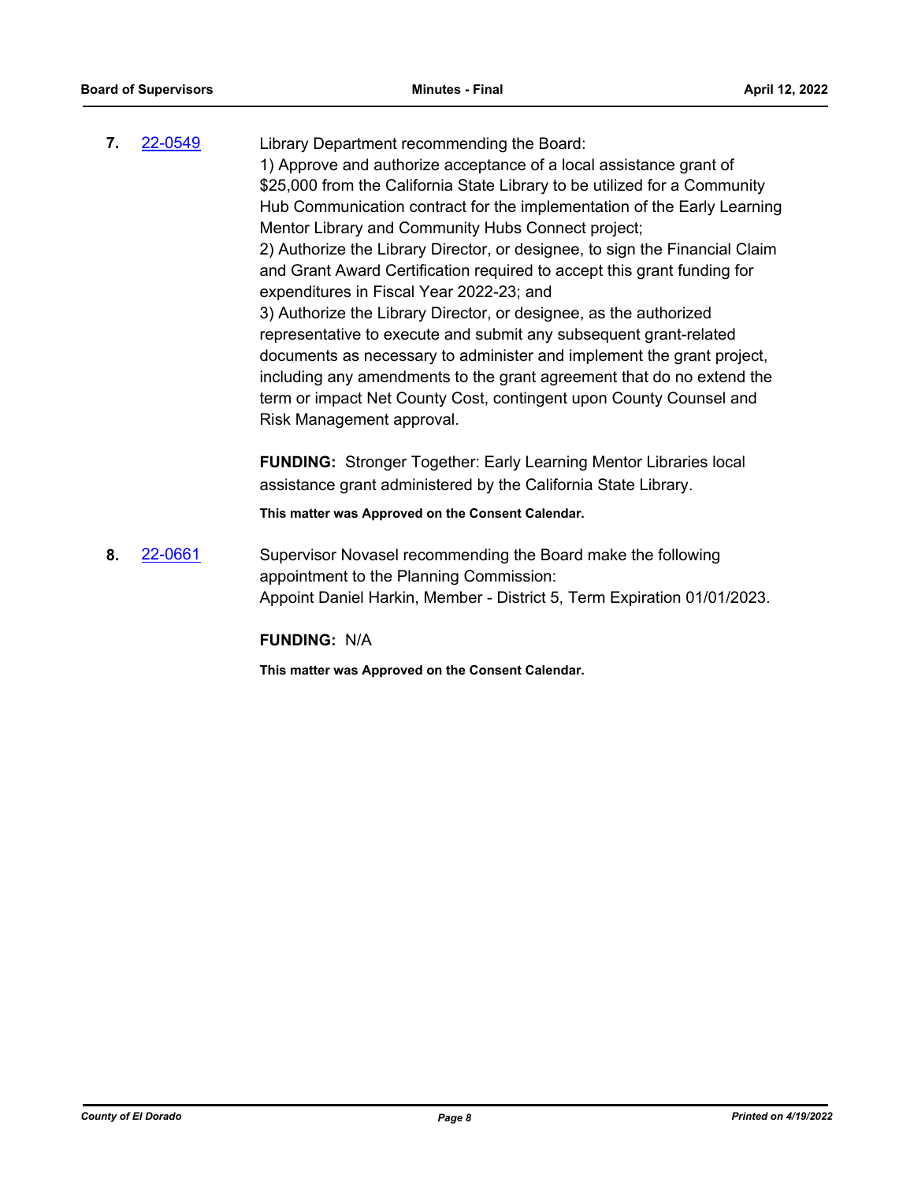**7.** [22-0549](22-0549) Library Department recommending the Board:

1) Approve and authorize acceptance of a local assistance grant of $25,000 from the California State Library to be utilized for a Community Hub Communication contract for the implementation of the Early Learning Mentor Library and Community Hubs Connect project;
2) Authorize the Library Director, or designee, to sign the Financial Claim and Grant Award Certification required to accept this grant funding for expenditures in Fiscal Year 2022-23; and
3) Authorize the Library Director, or designee, as the authorized representative to execute and submit any subsequent grant-related documents as necessary to administer and implement the grant project, including any amendments to the grant agreement that do no extend the term or impact Net County Cost, contingent upon County Counsel and Risk Management approval.

**FUNDING:** Stronger Together: Early Learning Mentor Libraries local assistance grant administered by the California State Library.

**This matter was Approved on the Consent Calendar.**

**8.** [22-0661](22-0661) Supervisor Novasel recommending the Board make the following appointment to the Planning Commission:
Appoint Daniel Harkin, Member - District 5, Term Expiration 01/01/2023.

**FUNDING:** N/A

**This matter was Approved on the Consent Calendar.**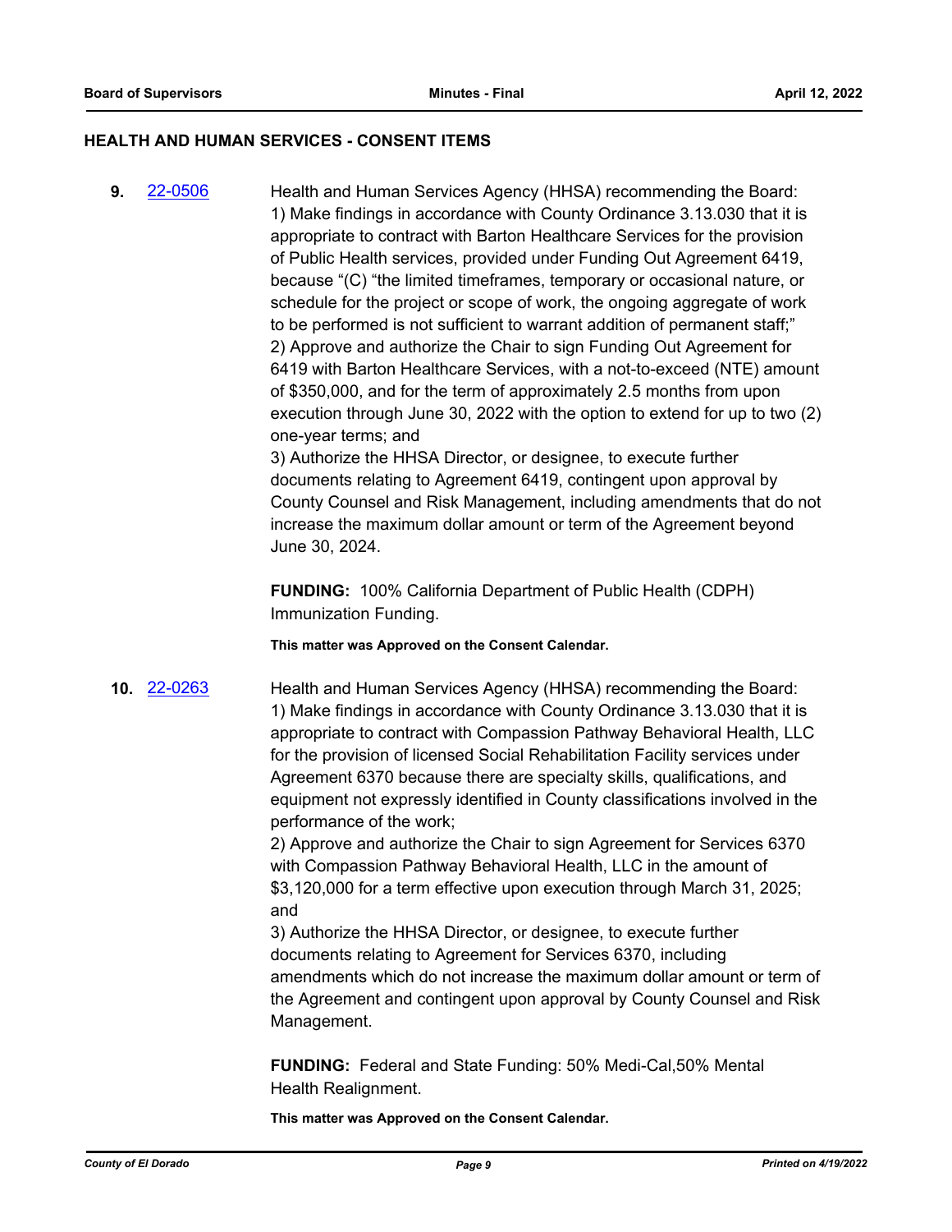## HEALTH AND HUMAN SERVICES - CONSENT ITEMS

**9.** [22-0506](22-0506)

Health and Human Services Agency (HHSA) recommending the Board:
1) Make findings in accordance with County Ordinance 3.13.030 that it is appropriate to contract with Barton Healthcare Services for the provision of Public Health services, provided under Funding Out Agreement 6419, because "(C) "the limited timeframes, temporary or occasional nature, or schedule for the project or scope of work, the ongoing aggregate of work to be performed is not sufficient to warrant addition of permanent staff;"
2) Approve and authorize the Chair to sign Funding Out Agreement for 6419 with Barton Healthcare Services, with a not-to-exceed (NTE) amount of $350,000, and for the term of approximately 2.5 months from upon execution through June 30, 2022 with the option to extend for up to two (2) one-year terms; and
3) Authorize the HHSA Director, or designee, to execute further documents relating to Agreement 6419, contingent upon approval by County Counsel and Risk Management, including amendments that do not increase the maximum dollar amount or term of the Agreement beyond June 30, 2024.

**FUNDING:** 100% California Department of Public Health (CDPH) Immunization Funding.

**This matter was Approved on the Consent Calendar.**

**10.** [22-0263](22-0263)

Health and Human Services Agency (HHSA) recommending the Board:
1) Make findings in accordance with County Ordinance 3.13.030 that it is appropriate to contract with Compassion Pathway Behavioral Health, LLC for the provision of licensed Social Rehabilitation Facility services under Agreement 6370 because there are specialty skills, qualifications, and equipment not expressly identified in County classifications involved in the performance of the work;
2) Approve and authorize the Chair to sign Agreement for Services 6370 with Compassion Pathway Behavioral Health, LLC in the amount of $3,120,000 for a term effective upon execution through March 31, 2025; and
3) Authorize the HHSA Director, or designee, to execute further documents relating to Agreement for Services 6370, including amendments which do not increase the maximum dollar amount or term of the Agreement and contingent upon approval by County Counsel and Risk Management.

**FUNDING:** Federal and State Funding: 50% Medi-Cal,50% Mental Health Realignment.

**This matter was Approved on the Consent Calendar.**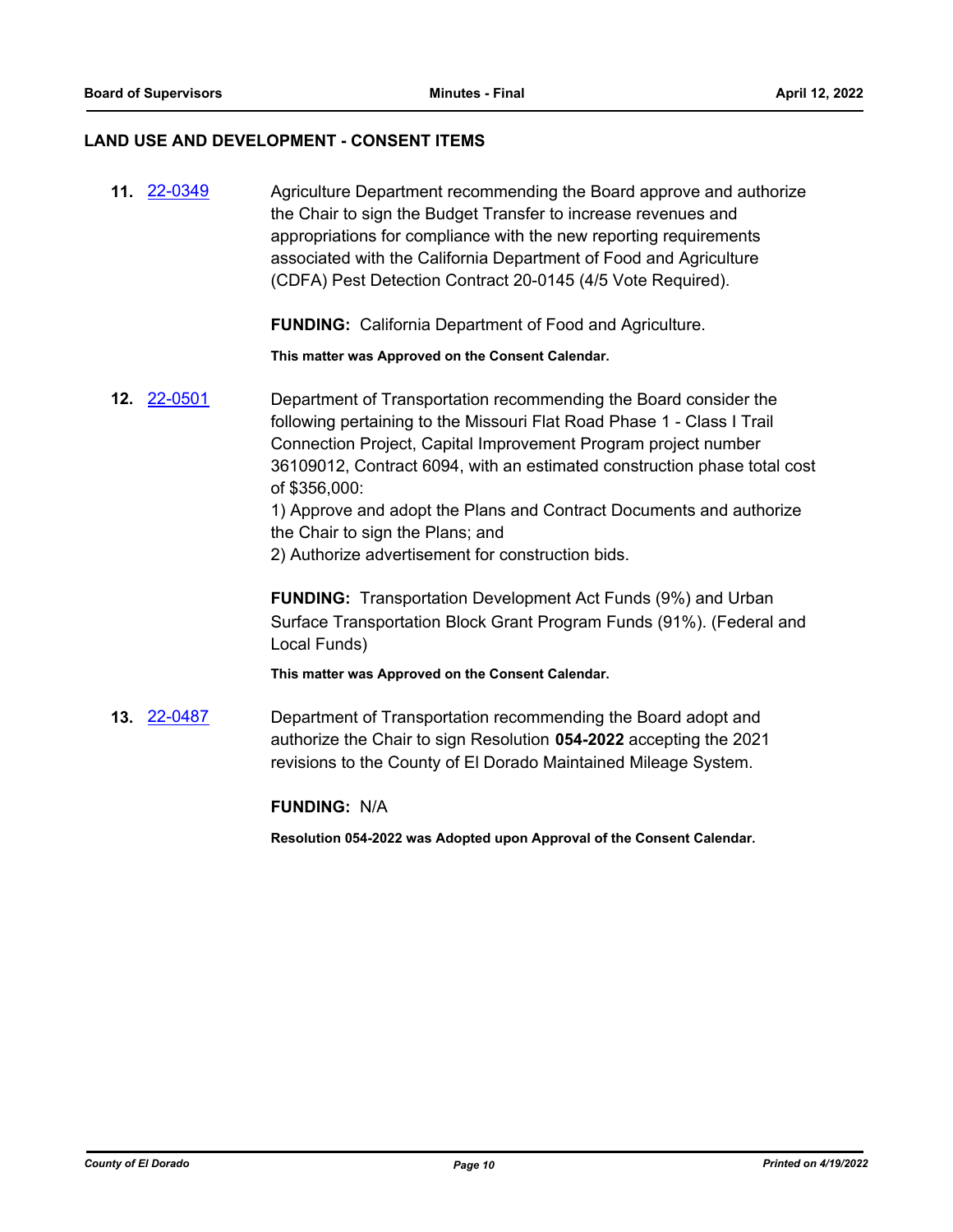## LAND USE AND DEVELOPMENT - CONSENT ITEMS

**11.** 22-0349

Agriculture Department recommending the Board approve and authorize the Chair to sign the Budget Transfer to increase revenues and appropriations for compliance with the new reporting requirements associated with the California Department of Food and Agriculture (CDFA) Pest Detection Contract 20-0145 (4/5 Vote Required).

**FUNDING:** California Department of Food and Agriculture.

**This matter was Approved on the Consent Calendar.**

**12.** 22-0501

Department of Transportation recommending the Board consider the following pertaining to the Missouri Flat Road Phase 1 - Class I Trail Connection Project, Capital Improvement Program project number 36109012, Contract 6094, with an estimated construction phase total cost of $356,000:
1) Approve and adopt the Plans and Contract Documents and authorize the Chair to sign the Plans; and
2) Authorize advertisement for construction bids.

**FUNDING:** Transportation Development Act Funds (9%) and Urban Surface Transportation Block Grant Program Funds (91%). (Federal and Local Funds)

**This matter was Approved on the Consent Calendar.**

**13.** 22-0487

Department of Transportation recommending the Board adopt and authorize the Chair to sign Resolution **054-2022** accepting the 2021 revisions to the County of El Dorado Maintained Mileage System.

**FUNDING:** N/A

**Resolution 054-2022 was Adopted upon Approval of the Consent Calendar.**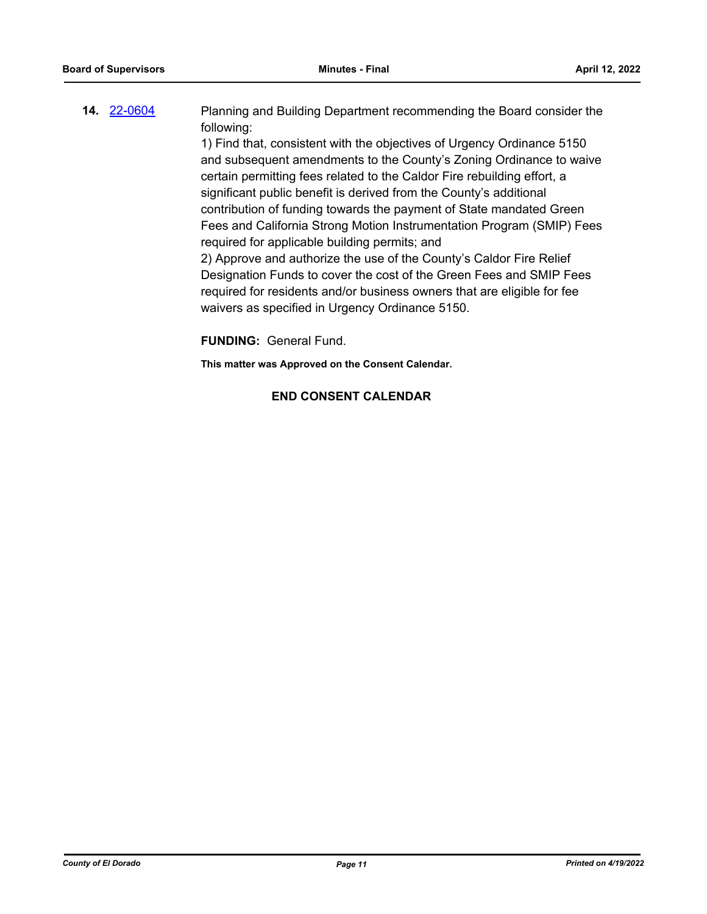**14.** [22-0604](22-0604) Planning and Building Department recommending the Board consider the following:

1) Find that, consistent with the objectives of Urgency Ordinance 5150 and subsequent amendments to the County's Zoning Ordinance to waive certain permitting fees related to the Caldor Fire rebuilding effort, a significant public benefit is derived from the County's additional contribution of funding towards the payment of State mandated Green Fees and California Strong Motion Instrumentation Program (SMIP) Fees required for applicable building permits; and

2) Approve and authorize the use of the County's Caldor Fire Relief Designation Funds to cover the cost of the Green Fees and SMIP Fees required for residents and/or business owners that are eligible for fee waivers as specified in Urgency Ordinance 5150.

**FUNDING:** General Fund.

**This matter was Approved on the Consent Calendar.**

**END CONSENT CALENDAR**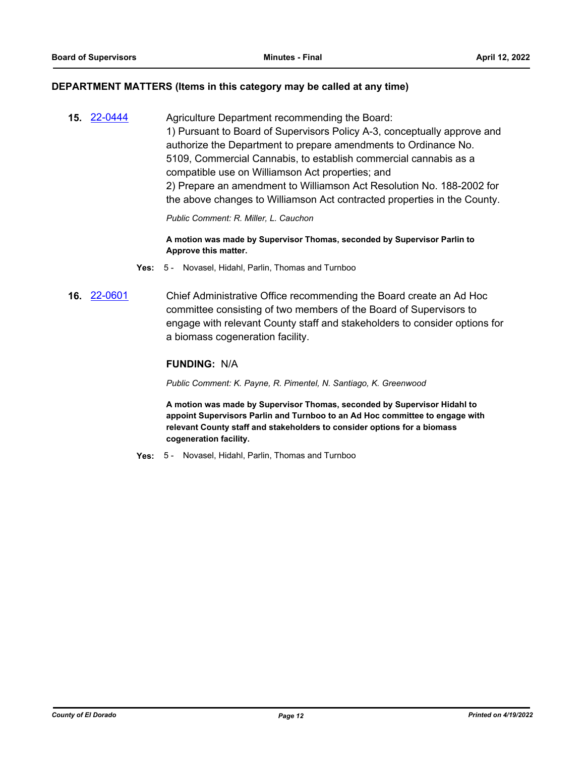## DEPARTMENT MATTERS (Items in this category may be called at any time)

**15.** [22-0444](22-0444)

Agriculture Department recommending the Board:
1) Pursuant to Board of Supervisors Policy A-3, conceptually approve and authorize the Department to prepare amendments to Ordinance No. 5109, Commercial Cannabis, to establish commercial cannabis as a compatible use on Williamson Act properties; and
2) Prepare an amendment to Williamson Act Resolution No. 188-2002 for the above changes to Williamson Act contracted properties in the County.

*Public Comment: R. Miller, L. Cauchon*

**A motion was made by Supervisor Thomas, seconded by Supervisor Parlin to Approve this matter.**

**Yes:** 5 - Novasel, Hidahl, Parlin, Thomas and Turnboo

**16.** [22-0601](22-0601)

Chief Administrative Office recommending the Board create an Ad Hoc committee consisting of two members of the Board of Supervisors to engage with relevant County staff and stakeholders to consider options for a biomass cogeneration facility.

**FUNDING:** N/A

*Public Comment: K. Payne, R. Pimentel, N. Santiago, K. Greenwood*

**A motion was made by Supervisor Thomas, seconded by Supervisor Hidahl to appoint Supervisors Parlin and Turnboo to an Ad Hoc committee to engage with relevant County staff and stakeholders to consider options for a biomass cogeneration facility.**

**Yes:** 5 - Novasel, Hidahl, Parlin, Thomas and Turnboo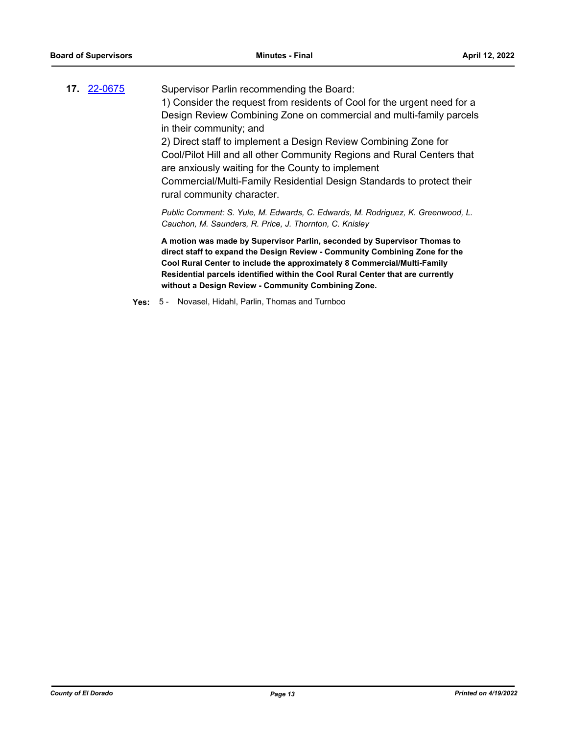**17.** [22-0675](22-0675)

Supervisor Parlin recommending the Board:

1) Consider the request from residents of Cool for the urgent need for a Design Review Combining Zone on commercial and multi-family parcels in their community; and

2) Direct staff to implement a Design Review Combining Zone for Cool/Pilot Hill and all other Community Regions and Rural Centers that are anxiously waiting for the County to implement Commercial/Multi-Family Residential Design Standards to protect their rural community character.

*Public Comment: S. Yule, M. Edwards, C. Edwards, M. Rodriguez, K. Greenwood, L. Cauchon, M. Saunders, R. Price, J. Thornton, C. Knisley*

**A motion was made by Supervisor Parlin, seconded by Supervisor Thomas to direct staff to expand the Design Review - Community Combining Zone for the Cool Rural Center to include the approximately 8 Commercial/Multi-Family Residential parcels identified within the Cool Rural Center that are currently without a Design Review - Community Combining Zone.**

**Yes:** 5 - Novasel, Hidahl, Parlin, Thomas and Turnboo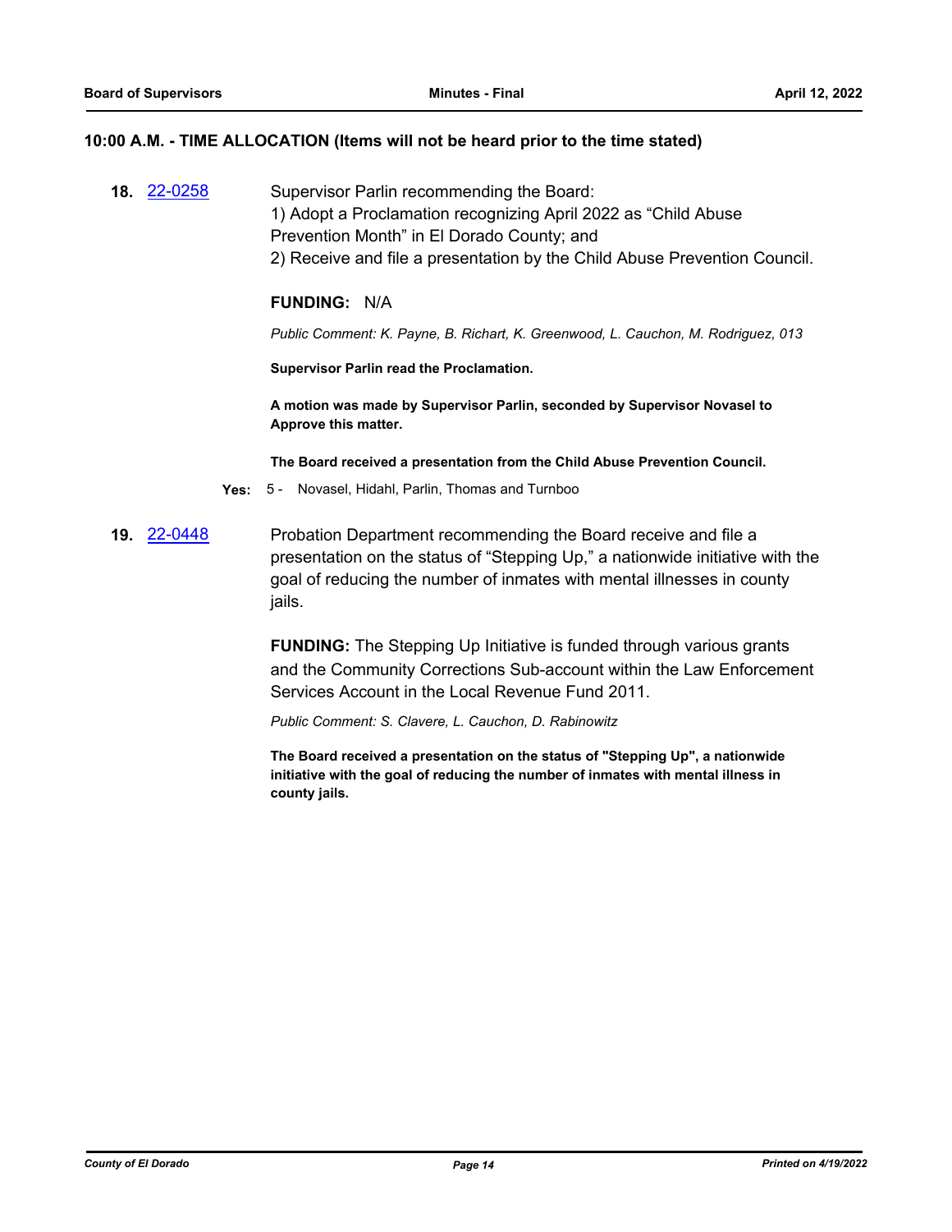**10:00 A.M. - TIME ALLOCATION (Items will not be heard prior to the time stated)**

**18.** [22-0258](22-0258)

Supervisor Parlin recommending the Board:
1) Adopt a Proclamation recognizing April 2022 as "Child Abuse Prevention Month" in El Dorado County; and
2) Receive and file a presentation by the Child Abuse Prevention Council.

**FUNDING:** N/A

*Public Comment: K. Payne, B. Richart, K. Greenwood, L. Cauchon, M. Rodriguez, 013*

**Supervisor Parlin read the Proclamation.**

**A motion was made by Supervisor Parlin, seconded by Supervisor Novasel to Approve this matter.**

**The Board received a presentation from the Child Abuse Prevention Council.**

**Yes:** 5 - Novasel, Hidahl, Parlin, Thomas and Turnboo

**19.** [22-0448](22-0448)

Probation Department recommending the Board receive and file a presentation on the status of "Stepping Up," a nationwide initiative with the goal of reducing the number of inmates with mental illnesses in county jails.

**FUNDING:** The Stepping Up Initiative is funded through various grants and the Community Corrections Sub-account within the Law Enforcement Services Account in the Local Revenue Fund 2011.

*Public Comment: S. Clavere, L. Cauchon, D. Rabinowitz*

**The Board received a presentation on the status of "Stepping Up", a nationwide initiative with the goal of reducing the number of inmates with mental illness in county jails.**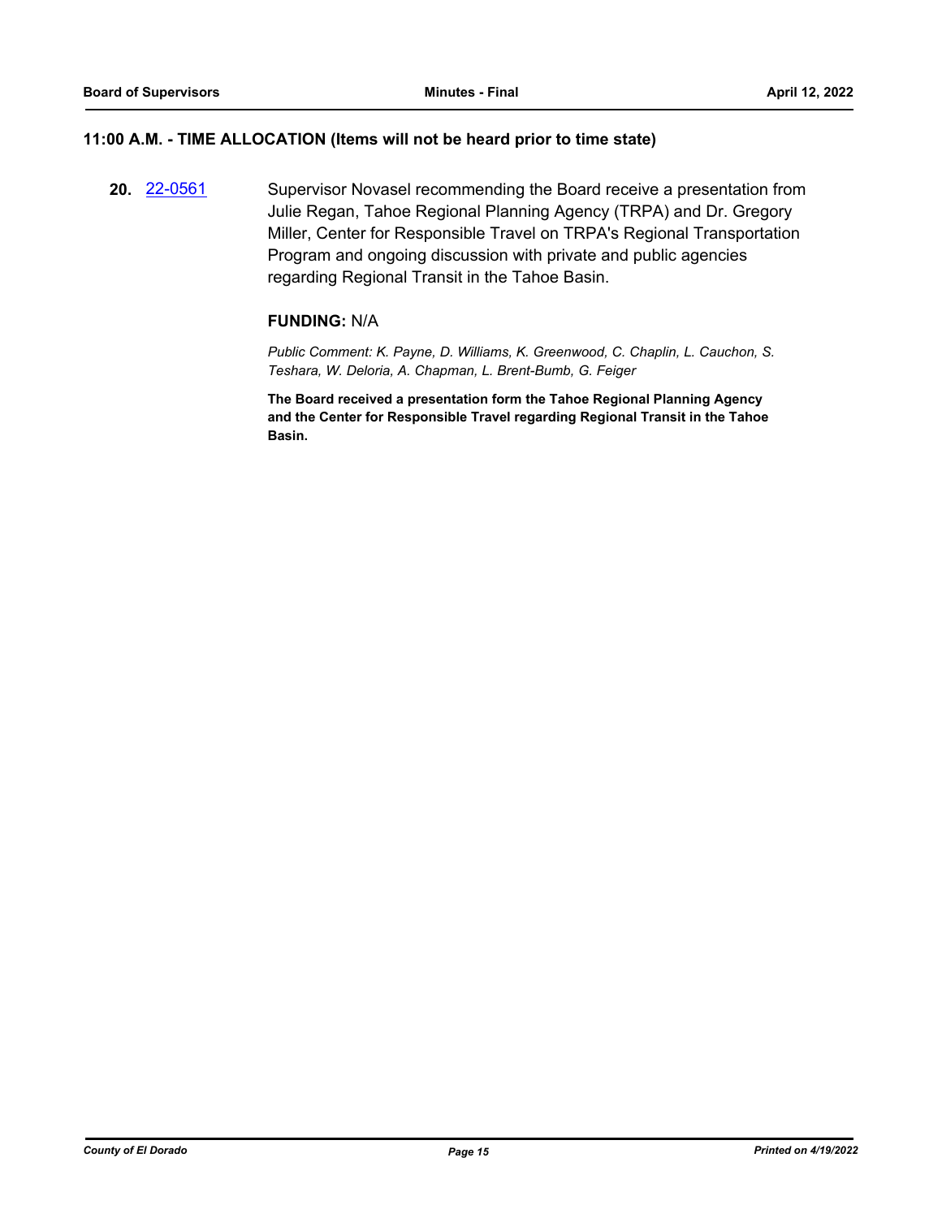## 11:00 A.M. - TIME ALLOCATION (Items will not be heard prior to time state)

**20.** [22-0561](22-0561) Supervisor Novasel recommending the Board receive a presentation from Julie Regan, Tahoe Regional Planning Agency (TRPA) and Dr. Gregory Miller, Center for Responsible Travel on TRPA's Regional Transportation Program and ongoing discussion with private and public agencies regarding Regional Transit in the Tahoe Basin.

**FUNDING:** N/A

*Public Comment: K. Payne, D. Williams, K. Greenwood, C. Chaplin, L. Cauchon, S. Teshara, W. Deloria, A. Chapman, L. Brent-Bumb, G. Feiger*

**The Board received a presentation form the Tahoe Regional Planning Agency and the Center for Responsible Travel regarding Regional Transit in the Tahoe Basin.**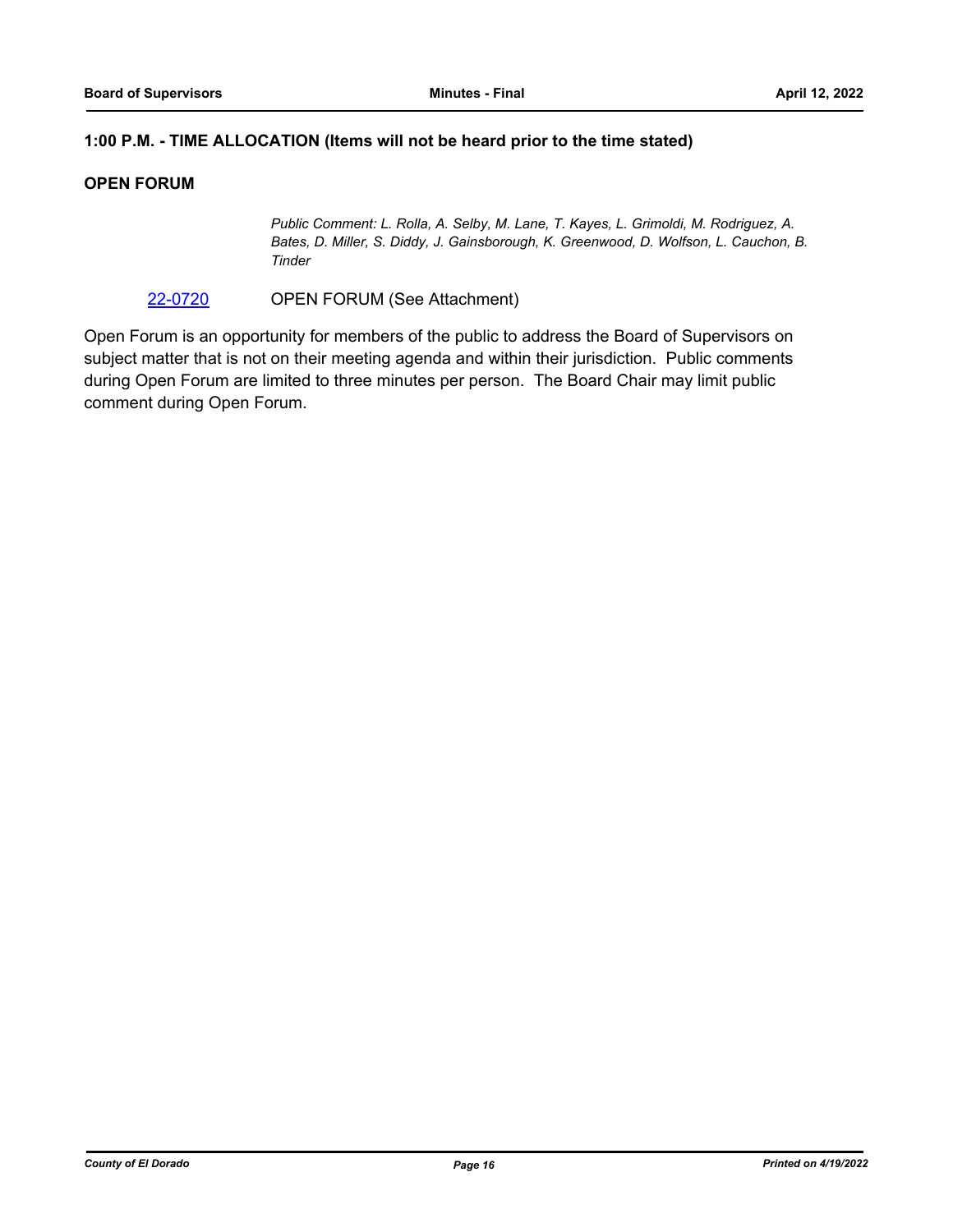### 1:00 P.M. - TIME ALLOCATION (Items will not be heard prior to the time stated)

### OPEN FORUM

*Public Comment: L. Rolla, A. Selby, M. Lane, T. Kayes, L. Grimoldi, M. Rodriguez, A. Bates, D. Miller, S. Diddy, J. Gainsborough, K. Greenwood, D. Wolfson, L. Cauchon, B. Tinder*

22-0720 OPEN FORUM (See Attachment)

Open Forum is an opportunity for members of the public to address the Board of Supervisors on subject matter that is not on their meeting agenda and within their jurisdiction. Public comments during Open Forum are limited to three minutes per person. The Board Chair may limit public comment during Open Forum.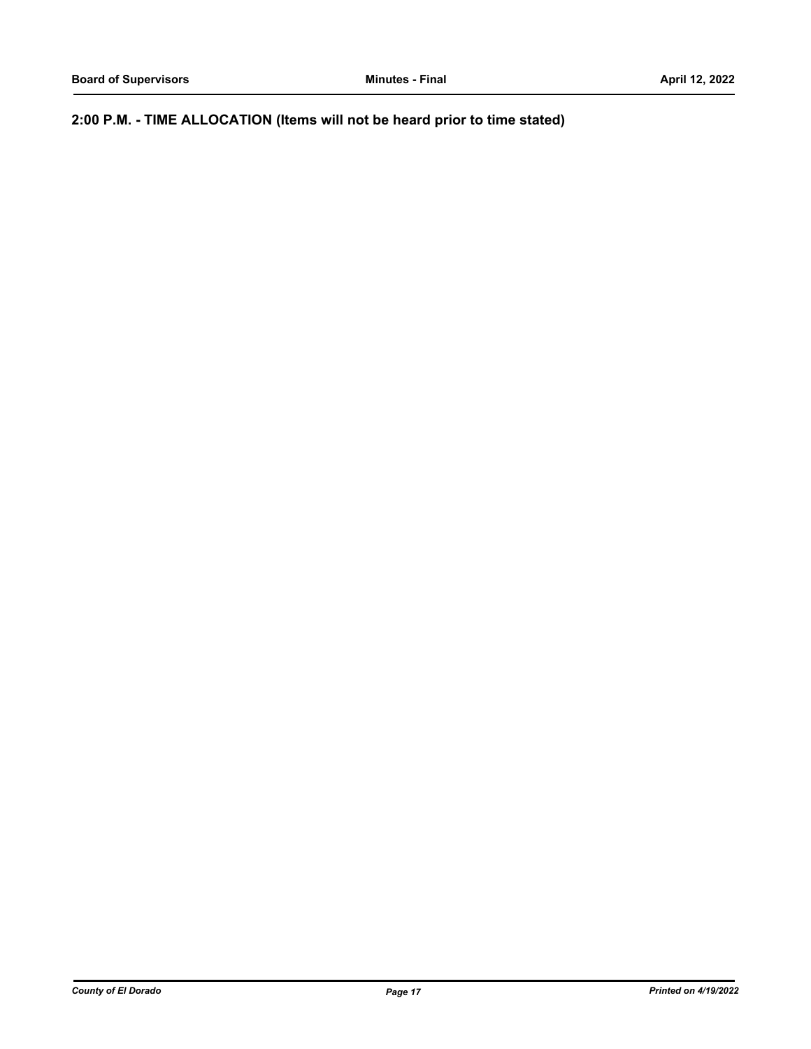## 2:00 P.M. - TIME ALLOCATION (Items will not be heard prior to time stated)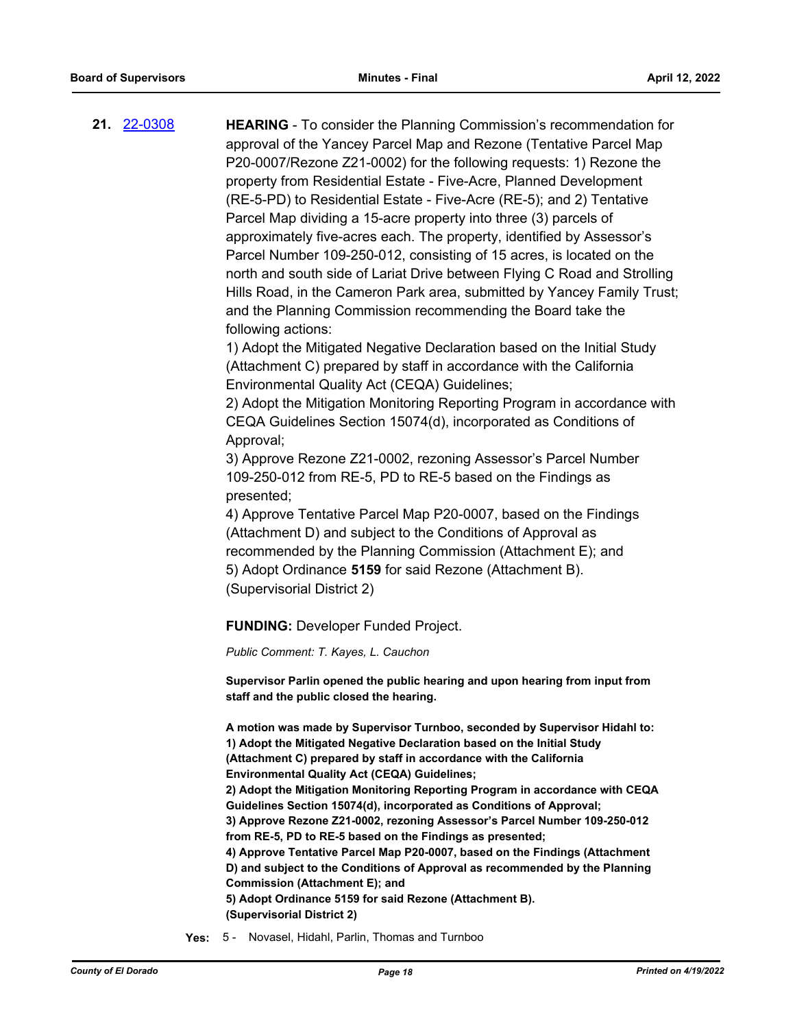**21.** [22-0308](22-0308) **HEARING** - To consider the Planning Commission's recommendation for approval of the Yancey Parcel Map and Rezone (Tentative Parcel Map P20-0007/Rezone Z21-0002) for the following requests: 1) Rezone the property from Residential Estate - Five-Acre, Planned Development (RE-5-PD) to Residential Estate - Five-Acre (RE-5); and 2) Tentative Parcel Map dividing a 15-acre property into three (3) parcels of approximately five-acres each. The property, identified by Assessor's Parcel Number 109-250-012, consisting of 15 acres, is located on the north and south side of Lariat Drive between Flying C Road and Strolling Hills Road, in the Cameron Park area, submitted by Yancey Family Trust; and the Planning Commission recommending the Board take the following actions:

1) Adopt the Mitigated Negative Declaration based on the Initial Study (Attachment C) prepared by staff in accordance with the California Environmental Quality Act (CEQA) Guidelines;
2) Adopt the Mitigation Monitoring Reporting Program in accordance with CEQA Guidelines Section 15074(d), incorporated as Conditions of Approval;
3) Approve Rezone Z21-0002, rezoning Assessor's Parcel Number 109-250-012 from RE-5, PD to RE-5 based on the Findings as presented;
4) Approve Tentative Parcel Map P20-0007, based on the Findings (Attachment D) and subject to the Conditions of Approval as recommended by the Planning Commission (Attachment E); and
5) Adopt Ordinance **5159** for said Rezone (Attachment B).
(Supervisorial District 2)

**FUNDING:** Developer Funded Project.

*Public Comment: T. Kayes, L. Cauchon*

**Supervisor Parlin opened the public hearing and upon hearing from input from staff and the public closed the hearing.**

**A motion was made by Supervisor Turnboo, seconded by Supervisor Hidahl to:**
**1) Adopt the Mitigated Negative Declaration based on the Initial Study (Attachment C) prepared by staff in accordance with the California Environmental Quality Act (CEQA) Guidelines;**
**2) Adopt the Mitigation Monitoring Reporting Program in accordance with CEQA Guidelines Section 15074(d), incorporated as Conditions of Approval;**
**3) Approve Rezone Z21-0002, rezoning Assessor's Parcel Number 109-250-012 from RE-5, PD to RE-5 based on the Findings as presented;**
**4) Approve Tentative Parcel Map P20-0007, based on the Findings (Attachment D) and subject to the Conditions of Approval as recommended by the Planning Commission (Attachment E); and**
**5) Adopt Ordinance 5159 for said Rezone (Attachment B).**
**(Supervisorial District 2)**

**Yes:** 5 - Novasel, Hidahl, Parlin, Thomas and Turnboo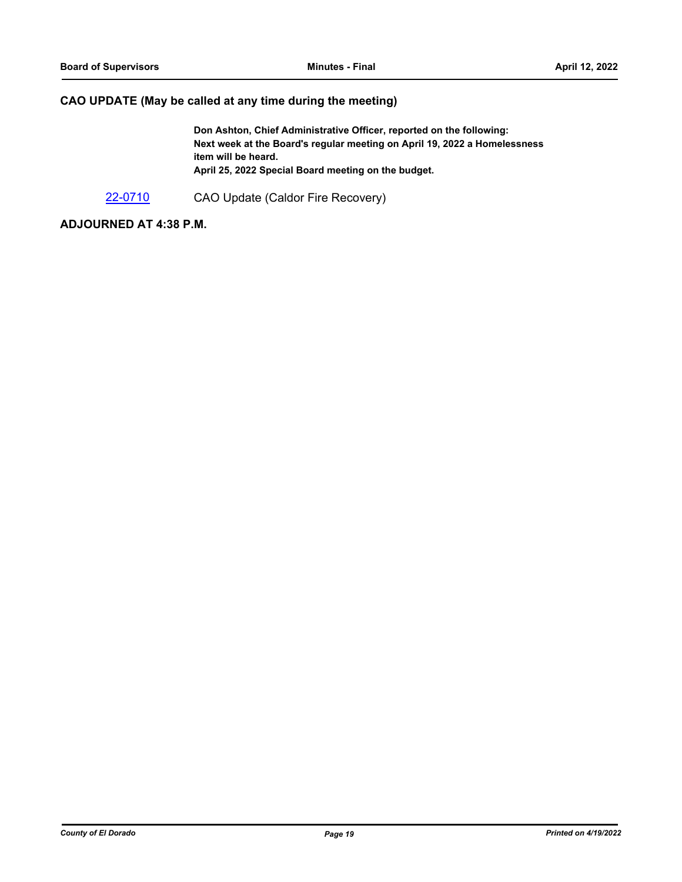## CAO UPDATE (May be called at any time during the meeting)

**Don Ashton, Chief Administrative Officer, reported on the following:**
**Next week at the Board's regular meeting on April 19, 2022 a Homelessness item will be heard.**
**April 25, 2022 Special Board meeting on the budget.**

22-0710 CAO Update (Caldor Fire Recovery)

## ADJOURNED AT 4:38 P.M.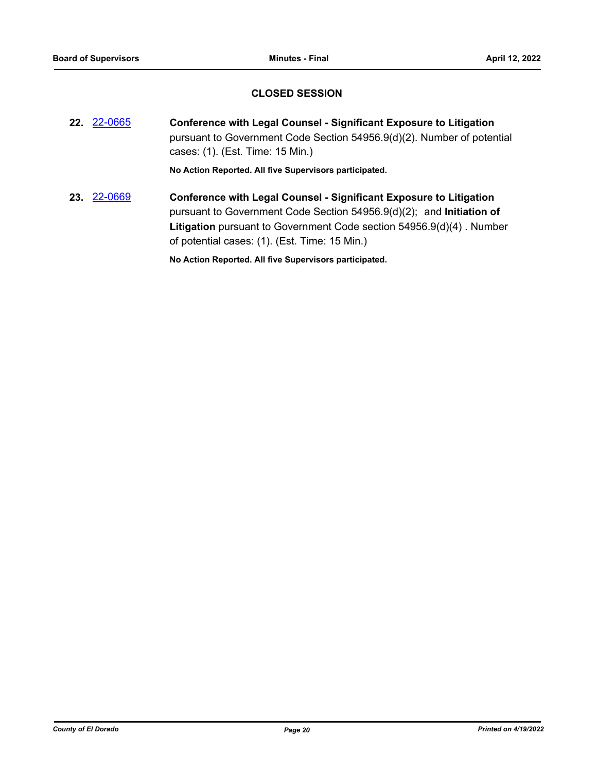## CLOSED SESSION

**22.** 22-0665 **Conference with Legal Counsel - Significant Exposure to Litigation** pursuant to Government Code Section 54956.9(d)(2). Number of potential cases: (1). (Est. Time: 15 Min.)

**No Action Reported. All five Supervisors participated.**

**23.** 22-0669 **Conference with Legal Counsel - Significant Exposure to Litigation** pursuant to Government Code Section 54956.9(d)(2); and **Initiation of Litigation** pursuant to Government Code section 54956.9(d)(4) . Number of potential cases: (1). (Est. Time: 15 Min.)

**No Action Reported. All five Supervisors participated.**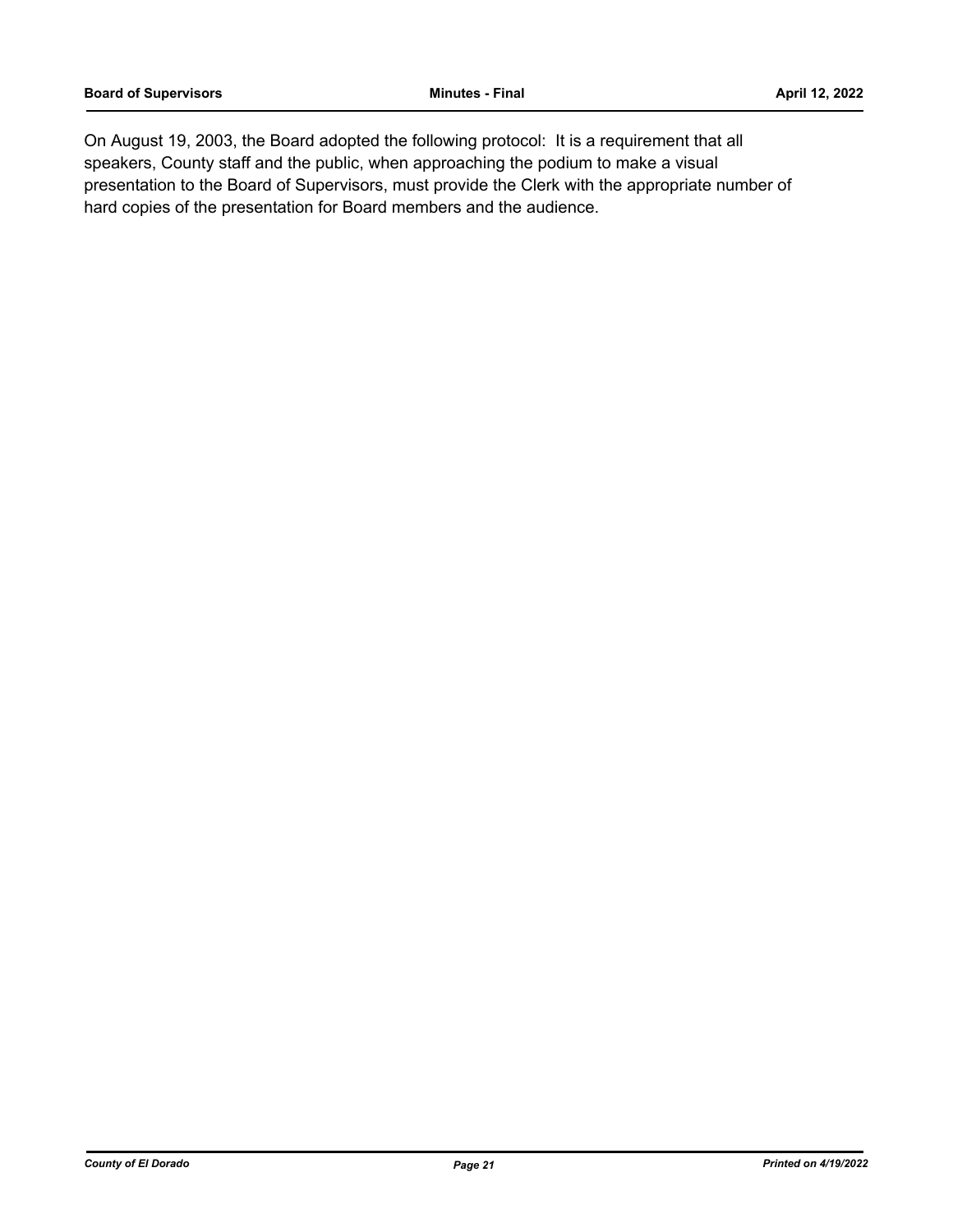On August 19, 2003, the Board adopted the following protocol: It is a requirement that all speakers, County staff and the public, when approaching the podium to make a visual presentation to the Board of Supervisors, must provide the Clerk with the appropriate number of hard copies of the presentation for Board members and the audience.